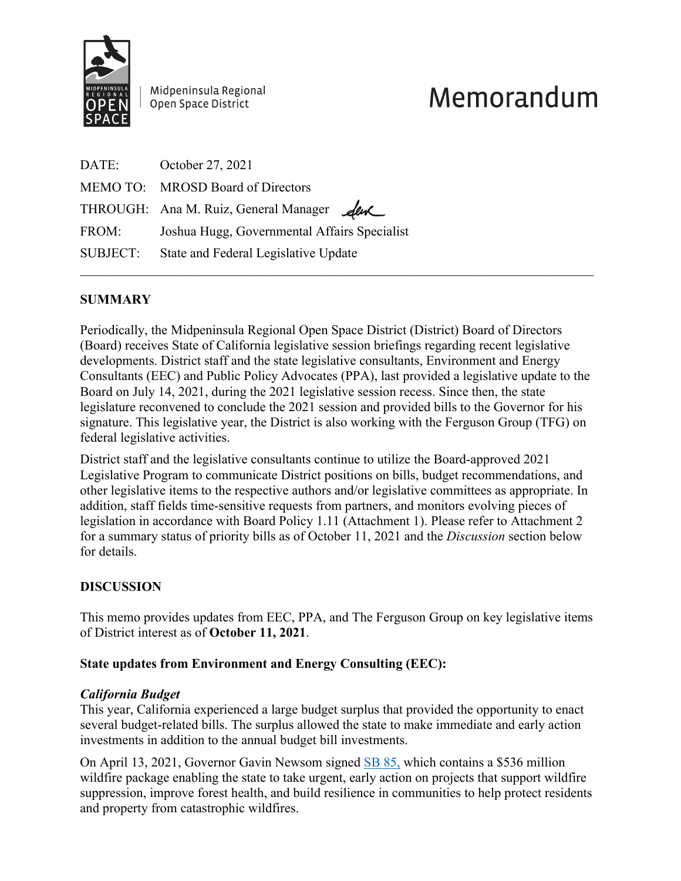Midpeninsula Regional Open Space District

# Memorandum

DATE: October 27, 2021

MEMO TO: MROSD Board of Directors

THROUGH: Ana M. Ruiz, General Manager

FROM: Joshua Hugg, Governmental Affairs Specialist

SUBJECT: State and Federal Legislative Update

---

## SUMMARY

Periodically, the Midpeninsula Regional Open Space District (District) Board of Directors (Board) receives State of California legislative session briefings regarding recent legislative developments. District staff and the state legislative consultants, Environment and Energy Consultants (EEC) and Public Policy Advocates (PPA), last provided a legislative update to the Board on July 14, 2021, during the 2021 legislative session recess. Since then, the state legislature reconvened to conclude the 2021 session and provided bills to the Governor for his signature. This legislative year, the District is also working with the Ferguson Group (TFG) on federal legislative activities.

District staff and the legislative consultants continue to utilize the Board-approved 2021 Legislative Program to communicate District positions on bills, budget recommendations, and other legislative items to the respective authors and/or legislative committees as appropriate. In addition, staff fields time-sensitive requests from partners, and monitors evolving pieces of legislation in accordance with Board Policy 1.11 (Attachment 1). Please refer to Attachment 2 for a summary status of priority bills as of October 11, 2021 and the *Discussion* section below for details.

## DISCUSSION

This memo provides updates from EEC, PPA, and The Ferguson Group on key legislative items of District interest as of **October 11, 2021**.

### State updates from Environment and Energy Consulting (EEC):

***California Budget***

This year, California experienced a large budget surplus that provided the opportunity to enact several budget-related bills. The surplus allowed the state to make immediate and early action investments in addition to the annual budget bill investments.

On April 13, 2021, Governor Gavin Newsom signed SB 85, which contains a $536 million wildfire package enabling the state to take urgent, early action on projects that support wildfire suppression, improve forest health, and build resilience in communities to help protect residents and property from catastrophic wildfires.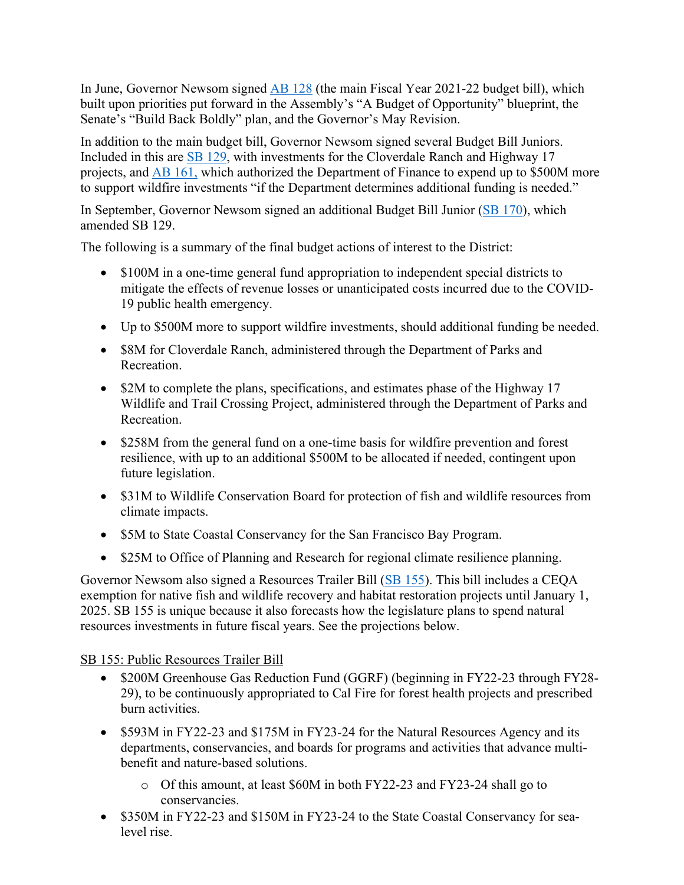In June, Governor Newsom signed [AB 128](#) (the main Fiscal Year 2021-22 budget bill), which built upon priorities put forward in the Assembly's "A Budget of Opportunity" blueprint, the Senate's "Build Back Boldly" plan, and the Governor's May Revision.

In addition to the main budget bill, Governor Newsom signed several Budget Bill Juniors. Included in this are [SB 129](#), with investments for the Cloverdale Ranch and Highway 17 projects, and [AB 161,](#) which authorized the Department of Finance to expend up to $500M more to support wildfire investments "if the Department determines additional funding is needed."

In September, Governor Newsom signed an additional Budget Bill Junior ([SB 170](#)), which amended SB 129.

The following is a summary of the final budget actions of interest to the District:

- $100M in a one-time general fund appropriation to independent special districts to mitigate the effects of revenue losses or unanticipated costs incurred due to the COVID-19 public health emergency.
- Up to $500M more to support wildfire investments, should additional funding be needed.
- $8M for Cloverdale Ranch, administered through the Department of Parks and Recreation.
- $2M to complete the plans, specifications, and estimates phase of the Highway 17 Wildlife and Trail Crossing Project, administered through the Department of Parks and Recreation.
- $258M from the general fund on a one-time basis for wildfire prevention and forest resilience, with up to an additional $500M to be allocated if needed, contingent upon future legislation.
- $31M to Wildlife Conservation Board for protection of fish and wildlife resources from climate impacts.
- $5M to State Coastal Conservancy for the San Francisco Bay Program.
- $25M to Office of Planning and Research for regional climate resilience planning.

Governor Newsom also signed a Resources Trailer Bill ([SB 155](#)). This bill includes a CEQA exemption for native fish and wildlife recovery and habitat restoration projects until January 1, 2025. SB 155 is unique because it also forecasts how the legislature plans to spend natural resources investments in future fiscal years. See the projections below.

<u>SB 155: Public Resources Trailer Bill</u>

- $200M Greenhouse Gas Reduction Fund (GGRF) (beginning in FY22-23 through FY28-29), to be continuously appropriated to Cal Fire for forest health projects and prescribed burn activities.
- $593M in FY22-23 and $175M in FY23-24 for the Natural Resources Agency and its departments, conservancies, and boards for programs and activities that advance multi-benefit and nature-based solutions.
  - Of this amount, at least $60M in both FY22-23 and FY23-24 shall go to conservancies.
- $350M in FY22-23 and $150M in FY23-24 to the State Coastal Conservancy for sea-level rise.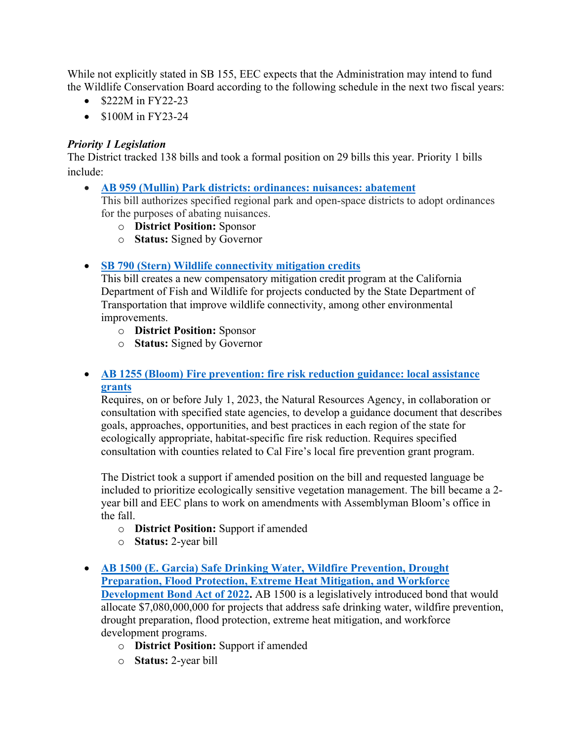While not explicitly stated in SB 155, EEC expects that the Administration may intend to fund the Wildlife Conservation Board according to the following schedule in the next two fiscal years:

- $222M in FY22-23
- $100M in FY23-24

***Priority 1 Legislation***

The District tracked 138 bills and took a formal position on 29 bills this year. Priority 1 bills include:

- **AB 959 (Mullin) Park districts: ordinances: nuisances: abatement**
  This bill authorizes specified regional park and open-space districts to adopt ordinances for the purposes of abating nuisances.
  - **District Position:** Sponsor
  - **Status:** Signed by Governor

- **SB 790 (Stern) Wildlife connectivity mitigation credits**
  This bill creates a new compensatory mitigation credit program at the California Department of Fish and Wildlife for projects conducted by the State Department of Transportation that improve wildlife connectivity, among other environmental improvements.
  - **District Position:** Sponsor
  - **Status:** Signed by Governor

- **AB 1255 (Bloom) Fire prevention: fire risk reduction guidance: local assistance grants**
  Requires, on or before July 1, 2023, the Natural Resources Agency, in collaboration or consultation with specified state agencies, to develop a guidance document that describes goals, approaches, opportunities, and best practices in each region of the state for ecologically appropriate, habitat-specific fire risk reduction. Requires specified consultation with counties related to Cal Fire's local fire prevention grant program.

  The District took a support if amended position on the bill and requested language be included to prioritize ecologically sensitive vegetation management. The bill became a 2-year bill and EEC plans to work on amendments with Assemblyman Bloom's office in the fall.
  - **District Position:** Support if amended
  - **Status:** 2-year bill

- **AB 1500 (E. Garcia) Safe Drinking Water, Wildfire Prevention, Drought Preparation, Flood Protection, Extreme Heat Mitigation, and Workforce Development Bond Act of 2022.** AB 1500 is a legislatively introduced bond that would allocate $7,080,000,000 for projects that address safe drinking water, wildfire prevention, drought preparation, flood protection, extreme heat mitigation, and workforce development programs.
  - **District Position:** Support if amended
  - **Status:** 2-year bill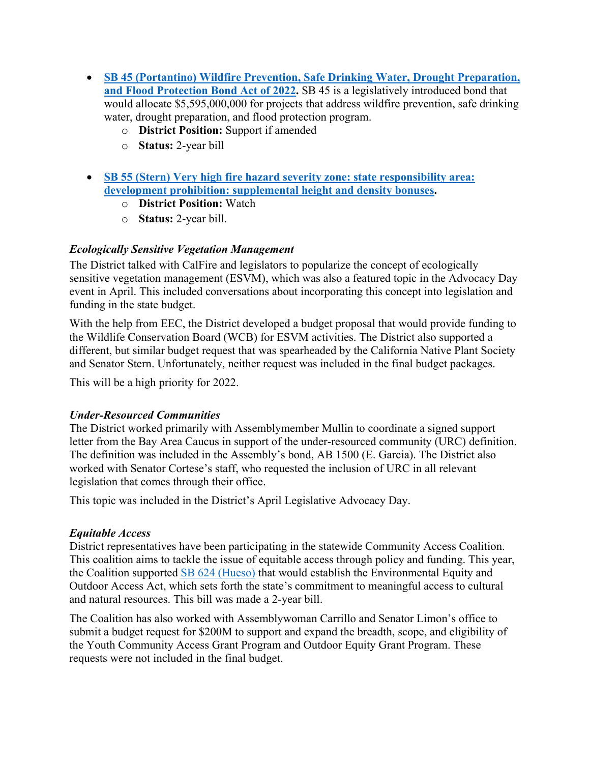- **SB 45 (Portantino) Wildfire Prevention, Safe Drinking Water, Drought Preparation, and Flood Protection Bond Act of 2022.** SB 45 is a legislatively introduced bond that would allocate $5,595,000,000 for projects that address wildfire prevention, safe drinking water, drought preparation, and flood protection program.
    - **District Position:** Support if amended
    - **Status:** 2-year bill

- **SB 55 (Stern) Very high fire hazard severity zone: state responsibility area: development prohibition: supplemental height and density bonuses.**
    - **District Position:** Watch
    - **Status:** 2-year bill.

***Ecologically Sensitive Vegetation Management***

The District talked with CalFire and legislators to popularize the concept of ecologically sensitive vegetation management (ESVM), which was also a featured topic in the Advocacy Day event in April. This included conversations about incorporating this concept into legislation and funding in the state budget.

With the help from EEC, the District developed a budget proposal that would provide funding to the Wildlife Conservation Board (WCB) for ESVM activities. The District also supported a different, but similar budget request that was spearheaded by the California Native Plant Society and Senator Stern. Unfortunately, neither request was included in the final budget packages.

This will be a high priority for 2022.

***Under-Resourced Communities***

The District worked primarily with Assemblymember Mullin to coordinate a signed support letter from the Bay Area Caucus in support of the under-resourced community (URC) definition. The definition was included in the Assembly's bond, AB 1500 (E. Garcia). The District also worked with Senator Cortese's staff, who requested the inclusion of URC in all relevant legislation that comes through their office.

This topic was included in the District's April Legislative Advocacy Day.

***Equitable Access***

District representatives have been participating in the statewide Community Access Coalition. This coalition aims to tackle the issue of equitable access through policy and funding. This year, the Coalition supported SB 624 (Hueso) that would establish the Environmental Equity and Outdoor Access Act, which sets forth the state's commitment to meaningful access to cultural and natural resources. This bill was made a 2-year bill.

The Coalition has also worked with Assemblywoman Carrillo and Senator Limon's office to submit a budget request for $200M to support and expand the breadth, scope, and eligibility of the Youth Community Access Grant Program and Outdoor Equity Grant Program. These requests were not included in the final budget.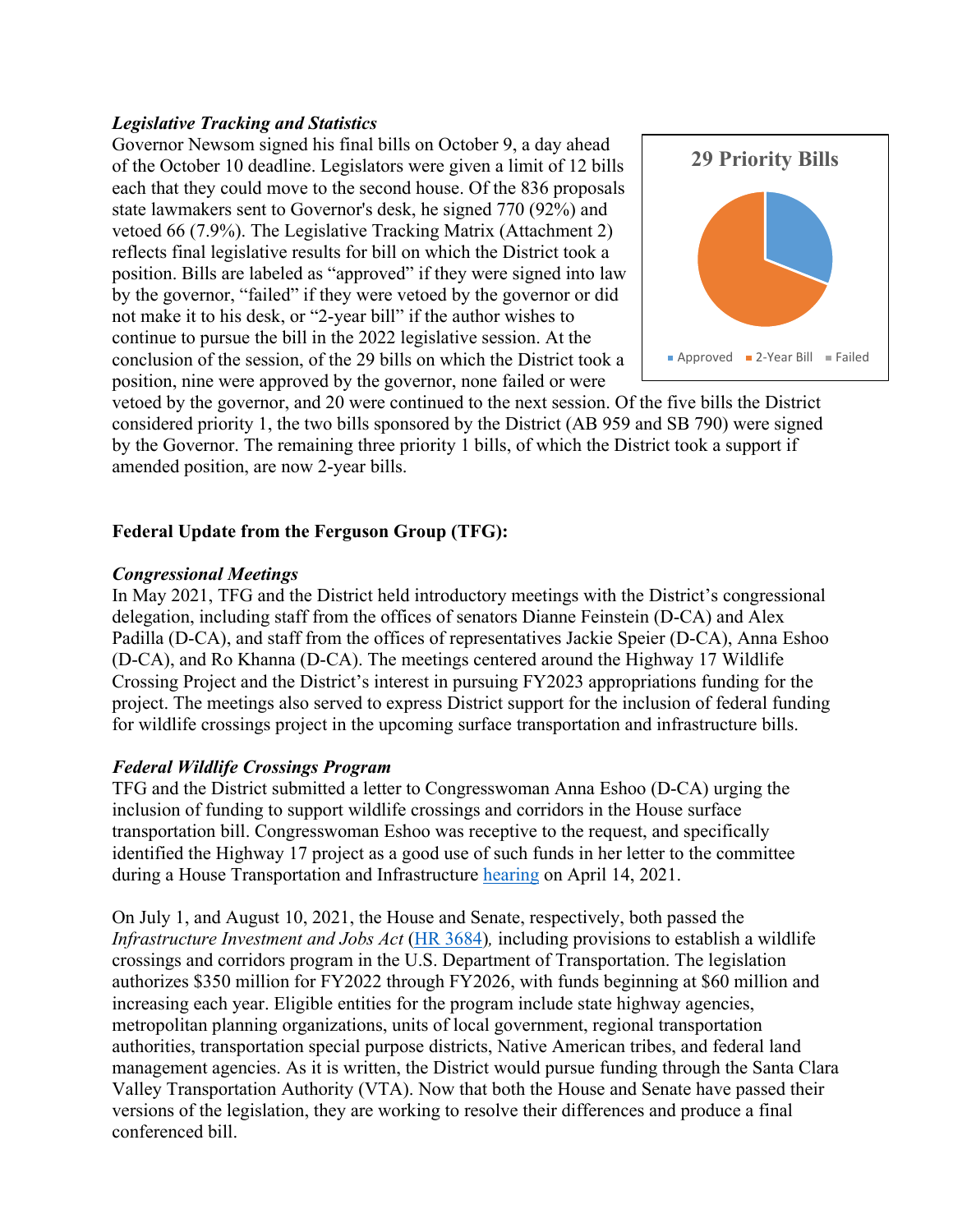### *Legislative Tracking and Statistics*

Governor Newsom signed his final bills on October 9, a day ahead of the October 10 deadline. Legislators were given a limit of 12 bills each that they could move to the second house. Of the 836 proposals state lawmakers sent to Governor's desk, he signed 770 (92%) and vetoed 66 (7.9%). The Legislative Tracking Matrix (Attachment 2) reflects final legislative results for bill on which the District took a position. Bills are labeled as "approved" if they were signed into law by the governor, "failed" if they were vetoed by the governor or did not make it to his desk, or "2-year bill" if the author wishes to continue to pursue the bill in the 2022 legislative session. At the conclusion of the session, of the 29 bills on which the District took a position, nine were approved by the governor, none failed or were vetoed by the governor, and 20 were continued to the next session. Of the five bills the District considered priority 1, the two bills sponsored by the District (AB 959 and SB 790) were signed by the Governor. The remaining three priority 1 bills, of which the District took a support if amended position, are now 2-year bills.

**29 Priority Bills**

Approved | 2-Year Bill | Failed

## Federal Update from the Ferguson Group (TFG):

### *Congressional Meetings*

In May 2021, TFG and the District held introductory meetings with the District's congressional delegation, including staff from the offices of senators Dianne Feinstein (D-CA) and Alex Padilla (D-CA), and staff from the offices of representatives Jackie Speier (D-CA), Anna Eshoo (D-CA), and Ro Khanna (D-CA). The meetings centered around the Highway 17 Wildlife Crossing Project and the District's interest in pursuing FY2023 appropriations funding for the project. The meetings also served to express District support for the inclusion of federal funding for wildlife crossings project in the upcoming surface transportation and infrastructure bills.

### *Federal Wildlife Crossings Program*

TFG and the District submitted a letter to Congresswoman Anna Eshoo (D-CA) urging the inclusion of funding to support wildlife crossings and corridors in the House surface transportation bill. Congresswoman Eshoo was receptive to the request, and specifically identified the Highway 17 project as a good use of such funds in her letter to the committee during a House Transportation and Infrastructure hearing on April 14, 2021.

On July 1, and August 10, 2021, the House and Senate, respectively, both passed the *Infrastructure Investment and Jobs Act* (HR 3684)*,* including provisions to establish a wildlife crossings and corridors program in the U.S. Department of Transportation. The legislation authorizes $350 million for FY2022 through FY2026, with funds beginning at $60 million and increasing each year. Eligible entities for the program include state highway agencies, metropolitan planning organizations, units of local government, regional transportation authorities, transportation special purpose districts, Native American tribes, and federal land management agencies. As it is written, the District would pursue funding through the Santa Clara Valley Transportation Authority (VTA). Now that both the House and Senate have passed their versions of the legislation, they are working to resolve their differences and produce a final conferenced bill.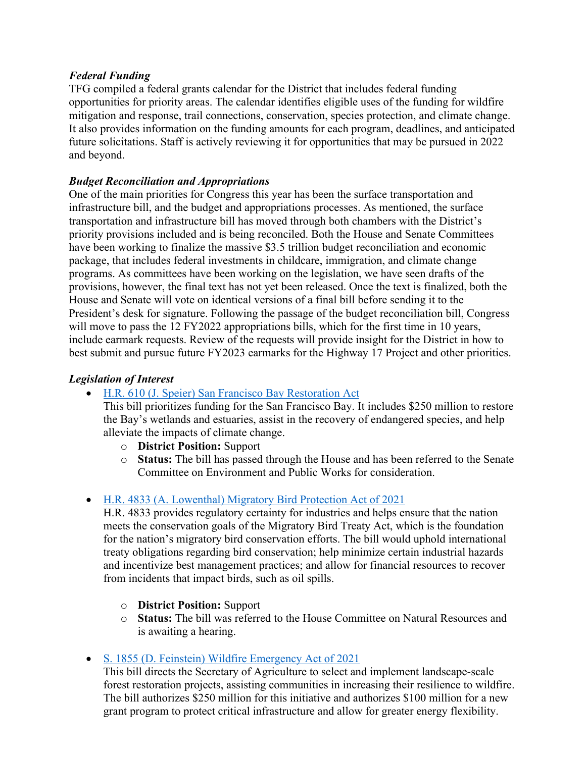***Federal Funding***

TFG compiled a federal grants calendar for the District that includes federal funding opportunities for priority areas. The calendar identifies eligible uses of the funding for wildfire mitigation and response, trail connections, conservation, species protection, and climate change. It also provides information on the funding amounts for each program, deadlines, and anticipated future solicitations. Staff is actively reviewing it for opportunities that may be pursued in 2022 and beyond.

***Budget Reconciliation and Appropriations***

One of the main priorities for Congress this year has been the surface transportation and infrastructure bill, and the budget and appropriations processes. As mentioned, the surface transportation and infrastructure bill has moved through both chambers with the District's priority provisions included and is being reconciled. Both the House and Senate Committees have been working to finalize the massive $3.5 trillion budget reconciliation and economic package, that includes federal investments in childcare, immigration, and climate change programs. As committees have been working on the legislation, we have seen drafts of the provisions, however, the final text has not yet been released. Once the text is finalized, both the House and Senate will vote on identical versions of a final bill before sending it to the President's desk for signature. Following the passage of the budget reconciliation bill, Congress will move to pass the 12 FY2022 appropriations bills, which for the first time in 10 years, include earmark requests. Review of the requests will provide insight for the District in how to best submit and pursue future FY2023 earmarks for the Highway 17 Project and other priorities.

***Legislation of Interest***

- H.R. 610 (J. Speier) San Francisco Bay Restoration Act
  This bill prioritizes funding for the San Francisco Bay. It includes $250 million to restore the Bay's wetlands and estuaries, assist in the recovery of endangered species, and help alleviate the impacts of climate change.
    - **District Position:** Support
    - **Status:** The bill has passed through the House and has been referred to the Senate Committee on Environment and Public Works for consideration.

- H.R. 4833 (A. Lowenthal) Migratory Bird Protection Act of 2021
  H.R. 4833 provides regulatory certainty for industries and helps ensure that the nation meets the conservation goals of the Migratory Bird Treaty Act, which is the foundation for the nation's migratory bird conservation efforts. The bill would uphold international treaty obligations regarding bird conservation; help minimize certain industrial hazards and incentivize best management practices; and allow for financial resources to recover from incidents that impact birds, such as oil spills.
    - **District Position:** Support
    - **Status:** The bill was referred to the House Committee on Natural Resources and is awaiting a hearing.

- S. 1855 (D. Feinstein) Wildfire Emergency Act of 2021
  This bill directs the Secretary of Agriculture to select and implement landscape-scale forest restoration projects, assisting communities in increasing their resilience to wildfire. The bill authorizes $250 million for this initiative and authorizes $100 million for a new grant program to protect critical infrastructure and allow for greater energy flexibility.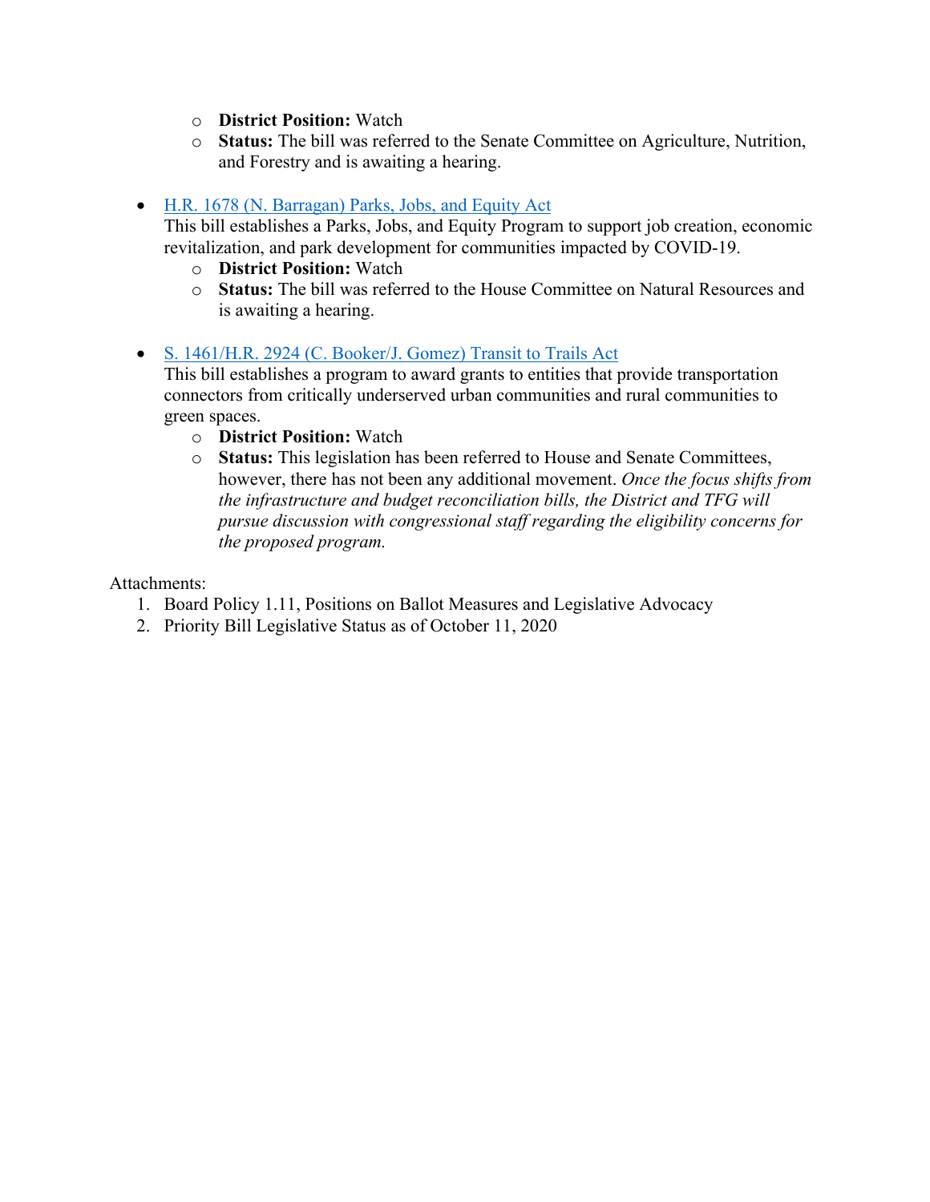- **District Position:** Watch
  - **Status:** The bill was referred to the Senate Committee on Agriculture, Nutrition, and Forestry and is awaiting a hearing.

- H.R. 1678 (N. Barragan) Parks, Jobs, and Equity Act
  This bill establishes a Parks, Jobs, and Equity Program to support job creation, economic revitalization, and park development for communities impacted by COVID-19.
  - **District Position:** Watch
  - **Status:** The bill was referred to the House Committee on Natural Resources and is awaiting a hearing.

- S. 1461/H.R. 2924 (C. Booker/J. Gomez) Transit to Trails Act
  This bill establishes a program to award grants to entities that provide transportation connectors from critically underserved urban communities and rural communities to green spaces.
  - **District Position:** Watch
  - **Status:** This legislation has been referred to House and Senate Committees, however, there has not been any additional movement. *Once the focus shifts from the infrastructure and budget reconciliation bills, the District and TFG will pursue discussion with congressional staff regarding the eligibility concerns for the proposed program.*

Attachments:
1. Board Policy 1.11, Positions on Ballot Measures and Legislative Advocacy
2. Priority Bill Legislative Status as of October 11, 2020